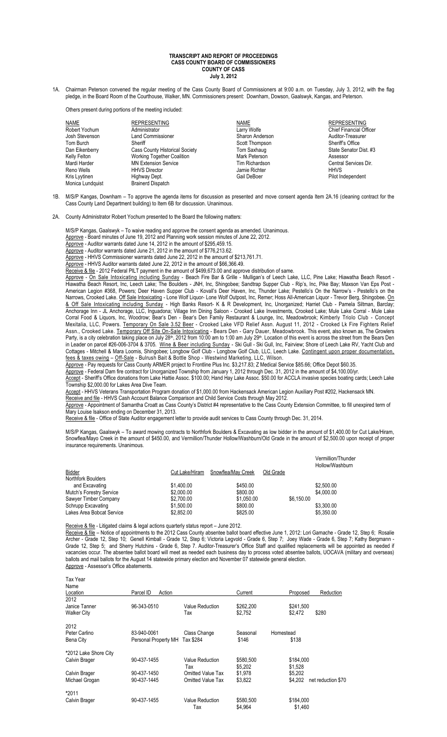# TRANSCRIPT AND REPORT OF PROCEEDINGS
## CASS COUNTY BOARD OF COMMISSIONERS
## COUNTY OF CASS
## July 3, 2012

1A. Chairman Peterson convened the regular meeting of the Cass County Board of Commissioners at 9:00 a.m. on Tuesday, July 3, 2012, with the flag pledge, in the Board Room of the Courthouse, Walker, MN. Commissioners present: Downham, Dowson, Gaalswyk, Kangas, and Peterson.

Others present during portions of the meeting included:

| NAME | REPRESENTING | NAME | REPRESENTING |
|---|---|---|---|
| Robert Yochum | Administrator | Larry Wolfe | Chief Financial Officer |
| Josh Stevenson | Land Commissioner | Sharon Anderson | Auditor-Treasurer |
| Tom Burch | Sheriff | Scott Thompson | Sheriff's Office |
| Dan Eikenberry | Cass County Historical Society | Tom Saxhaug | State Senator Dist. #3 |
| Kelly Felton | Working Together Coalition | Mark Peterson | Assessor |
| Mardi Harder | MN Extension Service | Tim Richardson | Central Services Dir. |
| Reno Wells | HHVS Director | Jamie Richter | HHVS |
| Kris Lyytinen | Highway Dept. | Gail DeBoer | Pilot Independent |
| Monica Lundquist | Brainerd Dispatch | | |

1B. M/S/P Kangas, Downham – To approve the agenda items for discussion as presented and move consent agenda Item 2A.16 (cleaning contract for the Cass County Land Department building) to Item 6B for discussion. Unanimous.

2A. County Administrator Robert Yochum presented to the Board the following matters:

M/S/P Kangas, Gaalswyk – To waive reading and approve the consent agenda as amended. Unanimous.

Approve - Board minutes of June 19, 2012 and Planning work session minutes of June 22, 2012.

Approve - Auditor warrants dated June 14, 2012 in the amount of $295,459.15.

Approve - Auditor warrants dated June 21, 2012 in the amount of $776,213.62.

Approve - HHVS Commissioner warrants dated June 22, 2012 in the amount of $213,761.71.

Approve - HHVS Auditor warrants dated June 22, 2012 in the amount of $66,366.49.

Receive & file - 2012 Federal PILT payment in the amount of $499,673.00 and approve distribution of same.

Approve - On Sale Intoxicating including Sunday - Beach Fire Bar & Grille - Mulligan's of Leech Lake, LLC, Pine Lake; Hiawatha Beach Resort - Hiawatha Beach Resort, Inc, Leech Lake; The Boulders - JNH, Inc, Shingobee; Sandtrap Supper Club - Rip's, Inc, Pike Bay; Maxson Van Eps Post - American Legion #368, Powers; Deer Haven Supper Club - Kovall's Deer Haven, Inc, Thunder Lake; Pestello's On the Narrow's - Pestello's on the Narrows, Crooked Lake. Off Sale Intoxicating - Lone Wolf Liquor- Lone Wolf Outpost, Inc, Remer; Hoss All-American Liquor - Trevor Berg, Shingobee. On & Off Sale Intoxicating including Sunday - High Banks Resort- K & R Development, Inc, Unorganized; Harriet Club - Pamela Siltman, Barclay; Anchorage Inn - JL Anchorage, LLC, Inguadona; Village Inn Dining Saloon - Crooked Lake Investments, Crooked Lake; Mule Lake Corral - Mule Lake Corral Food & Liquors, Inc, Woodrow; Bear's Den - Bear's Den Family Restaurant & Lounge, Inc, Meadowbrook; Kimberly Triolo Club - Concept Mexitalia, LLC, Powers. Temporary On Sale 3.52 Beer - Crooked Lake VFD Relief Assn. August 11, 2012 - Crooked Lk Fire Fighters Relief Assn., Crooked Lake. Temporary Off Site On-Sale Intoxicating - Bears Den - Gary Dauer, Meadowbrook. This event, also known as, The Growlers Party, is a city celebration taking place on July 28th, 2012 from 10:00 am to 1:00 am July 29th. Location of this event is across the street from the Bears Den in Leader on parcel #26-006-3704 & 3705. Wine & Beer including Sunday - Ski Gull - Ski Gull, Inc, Fairview; Shore of Leech Lake RV, Yacht Club and Cottages - Mitchell & Mara Loomis, Shingobee; Longbow Golf Club - Longbow Golf Club, LLC, Leech Lake. Contingent upon proper documentation, fees & taxes owing – Off-Sale - Bulrush Bait & Bottle Shop - Westwind Marketing, LLC, Wilson.

Approve - Pay requests for Cass County ARMER project to Frontline Plus Inc. $3,217.83; Z Medical Service $85.66; Office Depot $60.35.

Approve - Federal Dam fire contract for Unorganized Township from January 1, 2012 through Dec. 31, 2012 in the amount of $4,100.00/yr.

Accept - Sheriff's Office donations from Lake Hattie Assoc. $100.00; Hand Hay Lake Assoc. $50.00 for ACCLA invasive species boating cards; Leech Lake Township $2,000.00 for Lakes Area Dive Team.

Accept - HHVS Veterans Transportation Program donation of $1,000.00 from Hackensack American Legion Auxiliary Post #202, Hackensack MN.

Receive and file - HHVS Cash Account Balance Comparison and Child Service Costs through May 2012.

Approve - Appointment of Samantha Croatt as Cass County's District #4 representative to the Cass County Extension Committee, to fill unexpired term of Mary Louise Isakson ending on December 31, 2013.

Receive & file - Office of State Auditor engagement letter to provide audit services to Cass County through Dec. 31, 2014.

M/S/P Kangas, Gaalswyk – To award mowing contracts to Northfork Boulders & Excavating as low bidder in the amount of $1,400.00 for Cut Lake/Hiram, Snowflea/Mayo Creek in the amount of $450.00, and Vermillion/Thunder Hollow/Washburn/Old Grade in the amount of $2,500.00 upon receipt of proper insurance requirements. Unanimous.

| Bidder | Cut Lake/Hiram | Snowflea/May Creek | Old Grade | Vermillion/Thunder Hollow/Washburn |
|---|---|---|---|---|
| Northfork Boulders and Excavating | $1,400.00 | $450.00 | | $2,500.00 |
| Mutch's Forestry Service | $2,000.00 | $800.00 | | $4,000.00 |
| Sawyer Timber Company | $2,700.00 | $1,050.00 | | $6,150.00 |
| Schrupp Excavating | $1,500.00 | $800.00 | | $3,300.00 |
| Lakes Area Bobcat Service | $2,852.00 | $825.00 | | $5,350.00 |

Receive & file - Litigated claims & legal actions quarterly status report – June 2012.

Receive & file – Notice of appointments to the 2012 Cass County absentee ballot board effective June 1, 2012: Lori Gamache - Grade 12, Step 6; Rosalie Archer - Grade 12, Step 10; Genell Kimball - Grade 12, Step 6; Victoria Legvold - Grade 6, Step 7; Joey Wade - Grade 6, Step 7; Kathy Bergmann - Grade 12, Step 5; and Sherry Hutchins - Grade 6, Step 7. Auditor-Treasurer's Office Staff and qualified replacements will be appointed as needed if vacancies occur. The absentee ballot board will meet as needed each business day to process voted absentee ballots, UOCAVA (military and overseas) ballots and mail ballots for the August 14 statewide primary election and November 07 statewide general election.

Approve - Assessor's Office abatements.

| Tax Year / Name / Location | Parcel ID | Action | Current | Proposed | Reduction |
|---|---|---|---|---|---|
| 2012 | | | | | |
| Janice Tanner | 96-343-0510 | Value Reduction | $262,200 | $241,500 | |
| Walker City | | Tax | $2,752 | $2,472 | $280 |
| 2012 | | | | | |
| Peter Carlino | 83-940-0061 | Class Change | Seasonal | Homestead | |
| Bena City | Personal Property MH | Tax $284 | $146 | $138 | |
| *2012 Lake Shore City | | | | | |
| Calvin Brager | 90-437-1455 | Value Reduction | $580,500 | $184,000 | |
| | | Tax | $5,202 | $1,528 | |
| Calvin Brager | 90-437-1450 | Omitted Value Tax | $1,978 | $5,202 | |
| Michael Grogan | 90-437-1445 | Omitted Value Tax | $3,822 | $4,202 | net reduction $70 |
| *2011 | | | | | |
| Calvin Brager | 90-437-1455 | Value Reduction | $580,500 | $184,000 | |
| | | Tax | $4,964 | $1,460 | |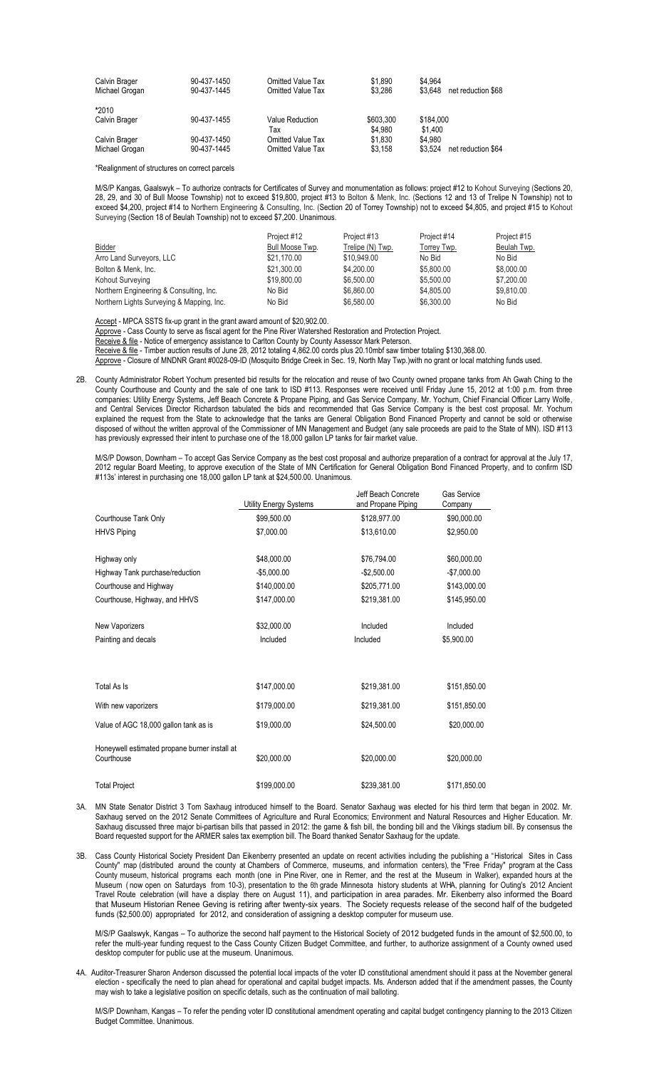| | | | | |
|---|---|---|---|---|
| Calvin Brager | 90-437-1450 | Omitted Value Tax | $1,890 | $4,964 |
| Michael Grogan | 90-437-1445 | Omitted Value Tax | $3,286 | $3,648 net reduction $68 |
| *2010 | | | | |
| Calvin Brager | 90-437-1455 | Value Reduction | $603,300 | $184,000 |
| | | Tax | $4,980 | $1,400 |
| Calvin Brager | 90-437-1450 | Omitted Value Tax | $1,830 | $4,980 |
| Michael Grogan | 90-437-1445 | Omitted Value Tax | $3,158 | $3,524 net reduction $64 |

*Realignment of structures on correct parcels

M/S/P Kangas, Gaalswyk – To authorize contracts for Certificates of Survey and monumentation as follows: project #12 to Kohout Surveying (Sections 20, 28, 29, and 30 of Bull Moose Township) not to exceed $19,800, project #13 to Bolton & Menk, Inc. (Sections 12 and 13 of Trelipe N Township) not to exceed $4,200, project #14 to Northern Engineering & Consulting, Inc. (Section 20 of Torrey Township) not to exceed $4,805, and project #15 to Kohout Surveying (Section 18 of Beulah Township) not to exceed $7,200. Unanimous.

| Bidder | Project #12 Bull Moose Twp. | Project #13 Trelipe (N) Twp. | Project #14 Torrey Twp. | Project #15 Beulah Twp. |
|---|---|---|---|---|
| Arro Land Surveyors, LLC | $21,170.00 | $10,949.00 | No Bid | No Bid |
| Bolton & Menk, Inc. | $21,300.00 | $4,200.00 | $5,800.00 | $8,000.00 |
| Kohout Surveying | $19,800.00 | $6,500.00 | $5,500.00 | $7,200.00 |
| Northern Engineering & Consulting, Inc. | No Bid | $6,860.00 | $4,805.00 | $9,810.00 |
| Northern Lights Surveying & Mapping, Inc. | No Bid | $6,580.00 | $6,300.00 | No Bid |

Accept - MPCA SSTS fix-up grant in the grant award amount of $20,902.00.
Approve - Cass County to serve as fiscal agent for the Pine River Watershed Restoration and Protection Project.
Receive & file - Notice of emergency assistance to Carlton County by County Assessor Mark Peterson.
Receive & file - Timber auction results of June 28, 2012 totaling 4,862.00 cords plus 20.10mbf saw timber totaling $130,368.00.
Approve - Closure of MNDNR Grant #0028-09-ID (Mosquito Bridge Creek in Sec. 19, North May Twp.)with no grant or local matching funds used.

2B. County Administrator Robert Yochum presented bid results for the relocation and reuse of two County owned propane tanks from Ah Gwah Ching to the County Courthouse and County and the sale of one tank to ISD #113. Responses were received until Friday June 15, 2012 at 1:00 p.m. from three companies: Utility Energy Systems, Jeff Beach Concrete & Propane Piping, and Gas Service Company. Mr. Yochum, Chief Financial Officer Larry Wolfe, and Central Services Director Richardson tabulated the bids and recommended that Gas Service Company is the best cost proposal. Mr. Yochum explained the request from the State to acknowledge that the tanks are General Obligation Bond Financed Property and cannot be sold or otherwise disposed of without the written approval of the Commissioner of MN Management and Budget (any sale proceeds are paid to the State of MN). ISD #113 has previously expressed their intent to purchase one of the 18,000 gallon LP tanks for fair market value.

M/S/P Dowson, Downham – To accept Gas Service Company as the best cost proposal and authorize preparation of a contract for approval at the July 17, 2012 regular Board Meeting, to approve execution of the State of MN Certification for General Obligation Bond Financed Property, and to confirm ISD #113s' interest in purchasing one 18,000 gallon LP tank at $24,500.00. Unanimous.

| | Utility Energy Systems | Jeff Beach Concrete and Propane Piping | Gas Service Company |
|---|---|---|---|
| Courthouse Tank Only | $99,500.00 | $128,977.00 | $90,000.00 |
| HHVS Piping | $7,000.00 | $13,610.00 | $2,950.00 |
| Highway only | $48,000.00 | $76,794.00 | $60,000.00 |
| Highway Tank purchase/reduction | -$5,000.00 | -$2,500.00 | -$7,000.00 |
| Courthouse and Highway | $140,000.00 | $205,771.00 | $143,000.00 |
| Courthouse, Highway, and HHVS | $147,000.00 | $219,381.00 | $145,950.00 |
| New Vaporizers | $32,000.00 | Included | Included |
| Painting and decals | Included | Included | $5,900.00 |
| Total As Is | $147,000.00 | $219,381.00 | $151,850.00 |
| With new vaporizers | $179,000.00 | $219,381.00 | $151,850.00 |
| Value of AGC 18,000 gallon tank as is | $19,000.00 | $24,500.00 | $20,000.00 |
| Honeywell estimated propane burner install at Courthouse | $20,000.00 | $20,000.00 | $20,000.00 |
| Total Project | $199,000.00 | $239,381.00 | $171,850.00 |

3A. MN State Senator District 3 Tom Saxhaug introduced himself to the Board. Senator Saxhaug was elected for his third term that began in 2002. Mr. Saxhaug served on the 2012 Senate Committees of Agriculture and Rural Economics; Environment and Natural Resources and Higher Education. Mr. Saxhaug discussed three major bi-partisan bills that passed in 2012: the game & fish bill, the bonding bill and the Vikings stadium bill. By consensus the Board requested support for the ARMER sales tax exemption bill. The Board thanked Senator Saxhaug for the update.

3B. Cass County Historical Society President Dan Eikenberry presented an update on recent activities including the publishing a "Historical Sites in Cass County" map (distributed around the county at Chambers of Commerce, museums, and information centers), the "Free Friday" program at the Cass County museum, historical programs each month (one in Pine River, one in Remer, and the rest at the Museum in Walker), expanded hours at the Museum ( now open on Saturdays from 10-3), presentation to the 6th grade Minnesota history students at WHA, planning for Outing's 2012 Ancient Travel Route celebration (will have a display there on August 11), and participation in area parades. Mr. Eikenberry also informed the Board that Museum Historian Renee Geving is retiring after twenty-six years. The Society requests release of the second half of the budgeted funds ($2,500.00) appropriated for 2012, and consideration of assigning a desktop computer for museum use.

M/S/P Gaalswyk, Kangas – To authorize the second half payment to the Historical Society of 2012 budgeted funds in the amount of $2,500.00, to refer the multi-year funding request to the Cass County Citizen Budget Committee, and further, to authorize assignment of a County owned used desktop computer for public use at the museum. Unanimous.

4A. Auditor-Treasurer Sharon Anderson discussed the potential local impacts of the voter ID constitutional amendment should it pass at the November general election - specifically the need to plan ahead for operational and capital budget impacts. Ms. Anderson added that if the amendment passes, the County may wish to take a legislative position on specific details, such as the continuation of mail balloting.

M/S/P Downham, Kangas – To refer the pending voter ID constitutional amendment operating and capital budget contingency planning to the 2013 Citizen Budget Committee. Unanimous.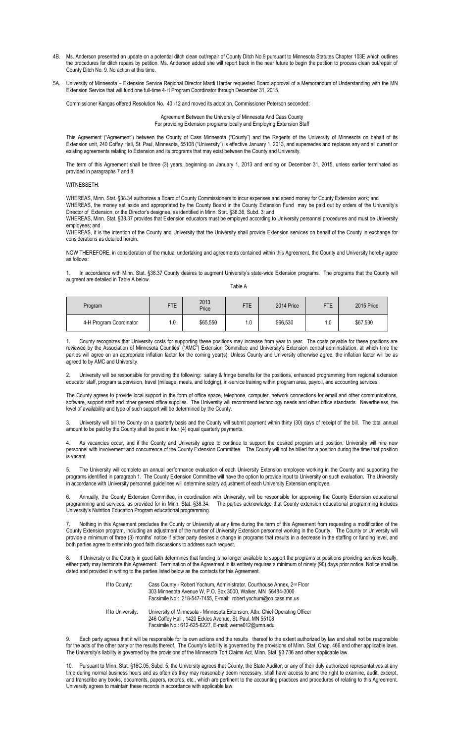4B. Ms. Anderson presented an update on a potential ditch clean out/repair of County Ditch No.9 pursuant to Minnesota Statutes Chapter 103E which outlines the procedures for ditch repairs by petition. Ms. Anderson added she will report back in the near future to begin the petition to process clean out/repair of County Ditch No. 9. No action at this time.

5A. University of Minnesota – Extension Service Regional Director Mardi Harder requested Board approval of a Memorandum of Understanding with the MN Extension Service that will fund one full-time 4-H Program Coordinator through December 31, 2015.

Commissioner Kangas offered Resolution No. 40 -12 and moved its adoption, Commissioner Peterson seconded:

Agreement Between the University of Minnesota And Cass County
For providing Extension programs locally and Employing Extension Staff

This Agreement ("Agreement") between the County of Cass Minnesota ("County") and the Regents of the University of Minnesota on behalf of its Extension unit, 240 Coffey Hall, St. Paul, Minnesota, 55108 ("University") is effective January 1, 2013, and supersedes and replaces any and all current or existing agreements relating to Extension and its programs that may exist between the County and University.

The term of this Agreement shall be three (3) years, beginning on January 1, 2013 and ending on December 31, 2015, unless earlier terminated as provided in paragraphs 7 and 8.

WITNESSETH:

WHEREAS, Minn. Stat. §38.34 authorizes a Board of County Commissioners to incur expenses and spend money for County Extension work; and
WHEREAS, the money set aside and appropriated by the County Board in the County Extension Fund may be paid out by orders of the University's Director of Extension, or the Director's designee, as identified in Minn. Stat. §38.36, Subd. 3; and
WHEREAS, Minn. Stat. §38.37 provides that Extension educators must be employed according to University personnel procedures and must be University employees; and
WHEREAS, it is the intention of the County and University that the University shall provide Extension services on behalf of the County in exchange for considerations as detailed herein.

NOW THEREFORE, in consideration of the mutual undertaking and agreements contained within this Agreement, the County and University hereby agree as follows:

1. In accordance with Minn. Stat. §38.37 County desires to augment University's state-wide Extension programs. The programs that the County will augment are detailed in Table A below.

Table A

| Program | FTE | 2013 Price | FTE | 2014 Price | FTE | 2015 Price |
|---|---|---|---|---|---|---|
| 4-H Program Coordinator | 1.0 | $65,550 | 1.0 | $66,530 | 1.0 | $67,530 |

1. County recognizes that University costs for supporting these positions may increase from year to year. The costs payable for these positions are reviewed by the Association of Minnesota Counties' ("AMC") Extension Committee and University's Extension central administration, at which time the parties will agree on an appropriate inflation factor for the coming year(s). Unless County and University otherwise agree, the inflation factor will be as agreed to by AMC and University.

2. University will be responsible for providing the following: salary & fringe benefits for the positions, enhanced programming from regional extension educator staff, program supervision, travel (mileage, meals, and lodging), in-service training within program area, payroll, and accounting services.

The County agrees to provide local support in the form of office space, telephone, computer, network connections for email and other communications, software, support staff and other general office supplies. The University will recommend technology needs and other office standards. Nevertheless, the level of availability and type of such support will be determined by the County.

3. University will bill the County on a quarterly basis and the County will submit payment within thirty (30) days of receipt of the bill. The total annual amount to be paid by the County shall be paid in four (4) equal quarterly payments.

4. As vacancies occur, and if the County and University agree to continue to support the desired program and position, University will hire new personnel with involvement and concurrence of the County Extension Committee. The County will not be billed for a position during the time that position is vacant.

5. The University will complete an annual performance evaluation of each University Extension employee working in the County and supporting the programs identified in paragraph 1. The County Extension Committee will have the option to provide input to University on such evaluation. The University in accordance with University personnel guidelines will determine salary adjustment of each University Extension employee.

6. Annually, the County Extension Committee, in coordination with University, will be responsible for approving the County Extension educational programming and services, as provided for in Minn. Stat. §38.34. The parties acknowledge that County extension educational programming includes University's Nutrition Education Program educational programming.

7. Nothing in this Agreement precludes the County or University at any time during the term of this Agreement from requesting a modification of the County Extension program, including an adjustment of the number of University Extension personnel working in the County. The County or University will provide a minimum of three (3) months' notice if either party desires a change in programs that results in a decrease in the staffing or funding level, and both parties agree to enter into good faith discussions to address such request.

8. If University or the County in good faith determines that funding is no longer available to support the programs or positions providing services locally, either party may terminate this Agreement. Termination of the Agreement in its entirety requires a minimum of ninety (90) days prior notice. Notice shall be dated and provided in writing to the parties listed below as the contacts for this Agreement.

If to County: Cass County - Robert Yochum, Administrator, Courthouse Annex, 2nd Floor
303 Minnesota Avenue W, P.O. Box 3000, Walker, MN 56484-3000
Facsimile No.: 218-547-7455, E-mail: robert.yochum@co.cass.mn.us

If to University: University of Minnesota - Minnesota Extension, Attn: Chief Operating Officer
246 Coffey Hall , 1420 Eckles Avenue, St. Paul, MN 55108
Facsimile No.: 612-625-6227, E-mail: werne012@umn.edu

9. Each party agrees that it will be responsible for its own actions and the results thereof to the extent authorized by law and shall not be responsible for the acts of the other party or the results thereof. The County's liability is governed by the provisions of Minn. Stat. Chap. 466 and other applicable laws. The University's liability is governed by the provisions of the Minnesota Tort Claims Act, Minn. Stat. §3.736 and other applicable law.

10. Pursuant to Minn. Stat. §16C.05, Subd. 5, the University agrees that County, the State Auditor, or any of their duly authorized representatives at any time during normal business hours and as often as they may reasonably deem necessary, shall have access to and the right to examine, audit, excerpt, and transcribe any books, documents, papers, records, etc., which are pertinent to the accounting practices and procedures of relating to this Agreement. University agrees to maintain these records in accordance with applicable law.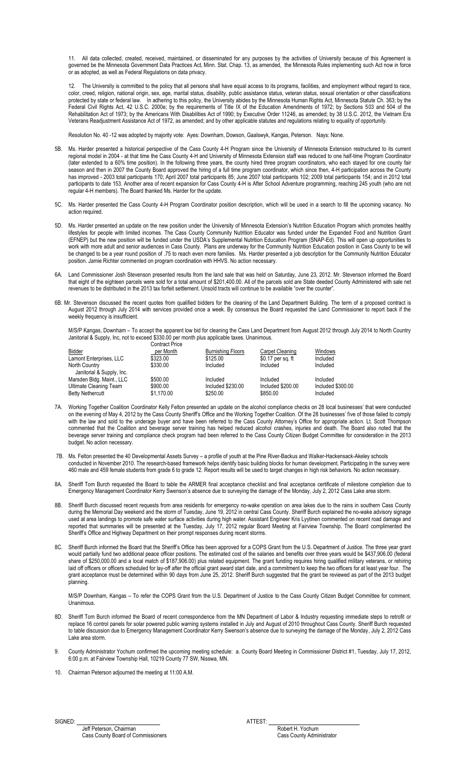11. All data collected, created, received, maintained, or disseminated for any purposes by the activities of University because of this Agreement is governed be the Minnesota Government Data Practices Act, Minn. Stat. Chap. 13, as amended, the Minnesota Rules implementing such Act now in force or as adopted, as well as Federal Regulations on data privacy.

12. The University is committed to the policy that all persons shall have equal access to its programs, facilities, and employment without regard to race, color, creed, religion, national origin, sex, age, marital status, disability, public assistance status, veteran status, sexual orientation or other classifications protected by state or federal law. In adhering to this policy, the University abides by the Minnesota Human Rights Act, Minnesota Statute Ch. 363; by the Federal Civil Rights Act, 42 U.S.C. 2000e; by the requirements of Title IX of the Education Amendments of 1972; by Sections 503 and 504 of the Rehabilitation Act of 1973; by the Americans With Disabilities Act of 1990; by Executive Order 11246, as amended; by 38 U.S.C. 2012, the Vietnam Era Veterans Readjustment Assistance Act of 1972, as amended; and by other applicable statutes and regulations relating to equality of opportunity.

Resolution No. 40 -12 was adopted by majority vote: Ayes: Downham, Dowson, Gaalswyk, Kangas, Peterson. Nays: None.

5B. Ms. Harder presented a historical perspective of the Cass County 4-H Program since the University of Minnesota Extension restructured to its current regional model in 2004 - at that time the Cass County 4-H and University of Minnesota Extension staff was reduced to one half-time Program Coordinator (later extended to a 60% time position). In the following three years, the county hired three program coordinators, who each stayed for one county fair season and then in 2007 the County Board approved the hiring of a full time program coordinator, which since then, 4-H participation across the County has improved - 2003 total participants 170; April 2007 total participants 85; June 2007 total participants 102; 2009 total participants 154; and in 2012 total participants to date 153. Another area of recent expansion for Cass County 4-H is After School Adventure programming, reaching 245 youth (who are not regular 4-H members). The Board thanked Ms. Harder for the update.

5C. Ms. Harder presented the Cass County 4-H Program Coordinator position description, which will be used in a search to fill the upcoming vacancy. No action required.

5D. Ms. Harder presented an update on the new position under the University of Minnesota Extension's Nutrition Education Program which promotes healthy lifestyles for people with limited incomes. The Cass County Community Nutrition Educator was funded under the Expanded Food and Nutrition Grant (EFNEP) but the new position will be funded under the USDA's Supplemental Nutrition Education Program (SNAP-Ed). This will open up opportunities to work with more adult and senior audiences in Cass County. Plans are underway for the Community Nutrition Education position in Cass County to be will be changed to be a year round position of .75 to reach even more families. Ms. Harder presented a job description for the Community Nutrition Educator position. Jamie Richter commented on program coordination with HHVS. No action necessary.

6A. Land Commissioner Josh Stevenson presented results from the land sale that was held on Saturday, June 23, 2012. Mr. Stevenson informed the Board that eight of the eighteen parcels were sold for a total amount of $201,400.00. All of the parcels sold are State deeded County Administered with sale net revenues to be distributed in the 2013 tax forfeit settlement. Unsold tracts will continue to be available "over the counter".

6B. Mr. Stevenson discussed the recent quotes from qualified bidders for the cleaning of the Land Department Building. The term of a proposed contract is August 2012 through July 2014 with services provided once a week. By consensus the Board requested the Land Commissioner to report back if the weekly frequency is insufficient.

M/S/P Kangas, Downham – To accept the apparent low bid for cleaning the Cass Land Department from August 2012 through July 2014 to North Country Janitorial & Supply, Inc, not to exceed $330.00 per month plus applicable taxes. Unanimous.

| Bidder | Contract Price per Month | Burnishing Floors | Carpet Cleaning | Windows |
|---|---|---|---|---|
| Lamont Enterprises, LLC | $323.00 | $125.00 | $0.17 per sq. ft | Included |
| North Country Janitorial & Supply, Inc. | $330.00 | Included | Included | Included |
| Marsden Bldg. Maint., LLC | $500.00 | Included | Included | Included |
| Ultimate Cleaning Team | $900.00 | Included $230.00 | Included $200.00 | Included $300.00 |
| Betty Nethercutt | $1,170.00 | $250.00 | $850.00 | Included |

7A. Working Together Coalition Coordinator Kelly Felton presented an update on the alcohol compliance checks on 28 local businesses' that were conducted on the evening of May 4, 2012 by the Cass County Sheriff's Office and the Working Together Coalition. Of the 28 businesses' five of those failed to comply with the law and sold to the underage buyer and have been referred to the Cass County Attorney's Office for appropriate action. Lt. Scott Thompson commented that the Coalition and beverage server training has helped reduced alcohol crashes, injuries and death. The Board also noted that the beverage server training and compliance check program had been referred to the Cass County Citizen Budget Committee for consideration in the 2013 budget. No action necessary.

7B. Ms. Felton presented the 40 Developmental Assets Survey – a profile of youth at the Pine River-Backus and Walker-Hackensack-Akeley schools conducted in November 2010. The research-based framework helps identify basic building blocks for human development. Participating in the survey were 460 male and 459 female students from grade 6 to grade 12. Report results will be used to target changes in high risk behaviors. No action necessary.

8A. Sheriff Tom Burch requested the Board to table the ARMER final acceptance checklist and final acceptance certificate of milestone completion due to Emergency Management Coordinator Kerry Swenson's absence due to surveying the damage of the Monday, July 2, 2012 Cass Lake area storm.

8B. Sheriff Burch discussed recent requests from area residents for emergency no-wake operation on area lakes due to the rains in southern Cass County during the Memorial Day weekend and the storm of Tuesday, June 19, 2012 in central Cass County. Sheriff Burch explained the no-wake advisory signage used at area landings to promote safe water surface activities during high water. Assistant Engineer Kris Lyytinen commented on recent road damage and reported that summaries will be presented at the Tuesday, July 17, 2012 regular Board Meeting at Fairview Township. The Board complimented the Sheriff's Office and Highway Department on their prompt responses during recent storms.

8C. Sheriff Burch informed the Board that the Sheriff's Office has been approved for a COPS Grant from the U.S. Department of Justice. The three year grant would partially fund two additional peace officer positions. The estimated cost of the salaries and benefits over three years would be $437,906.00 (federal share of $250,000.00 and a local match of $187,906.00) plus related equipment. The grant funding requires hiring qualified military veterans, or rehiring laid off officers or officers scheduled for lay-off after the official grant award start date, and a commitment to keep the two officers for at least year four. The grant acceptance must be determined within 90 days from June 25, 2012. Sheriff Burch suggested that the grant be reviewed as part of the 2013 budget planning.

M/S/P Downham, Kangas – To refer the COPS Grant from the U.S. Department of Justice to the Cass County Citizen Budget Committee for comment. Unanimous.

8D. Sheriff Tom Burch informed the Board of recent correspondence from the MN Department of Labor & Industry requesting immediate steps to retrofit or replace 16 control panels for solar powered public warning systems installed in July and August of 2010 throughout Cass County. Sheriff Burch requested to table discussion due to Emergency Management Coordinator Kerry Swenson's absence due to surveying the damage of the Monday, July 2, 2012 Cass Lake area storm.

9. County Administrator Yochum confirmed the upcoming meeting schedule: a. County Board Meeting in Commissioner District #1, Tuesday, July 17, 2012, 6:00 p.m. at Fairview Township Hall, 10219 County 77 SW, Nisswa, MN.

10. Chairman Peterson adjourned the meeting at 11:00 A.M.

SIGNED: ______________________________
Jeff Peterson, Chairman
Cass County Board of Commissioners

ATTEST: ______________________________
Robert H. Yochum
Cass County Administrator